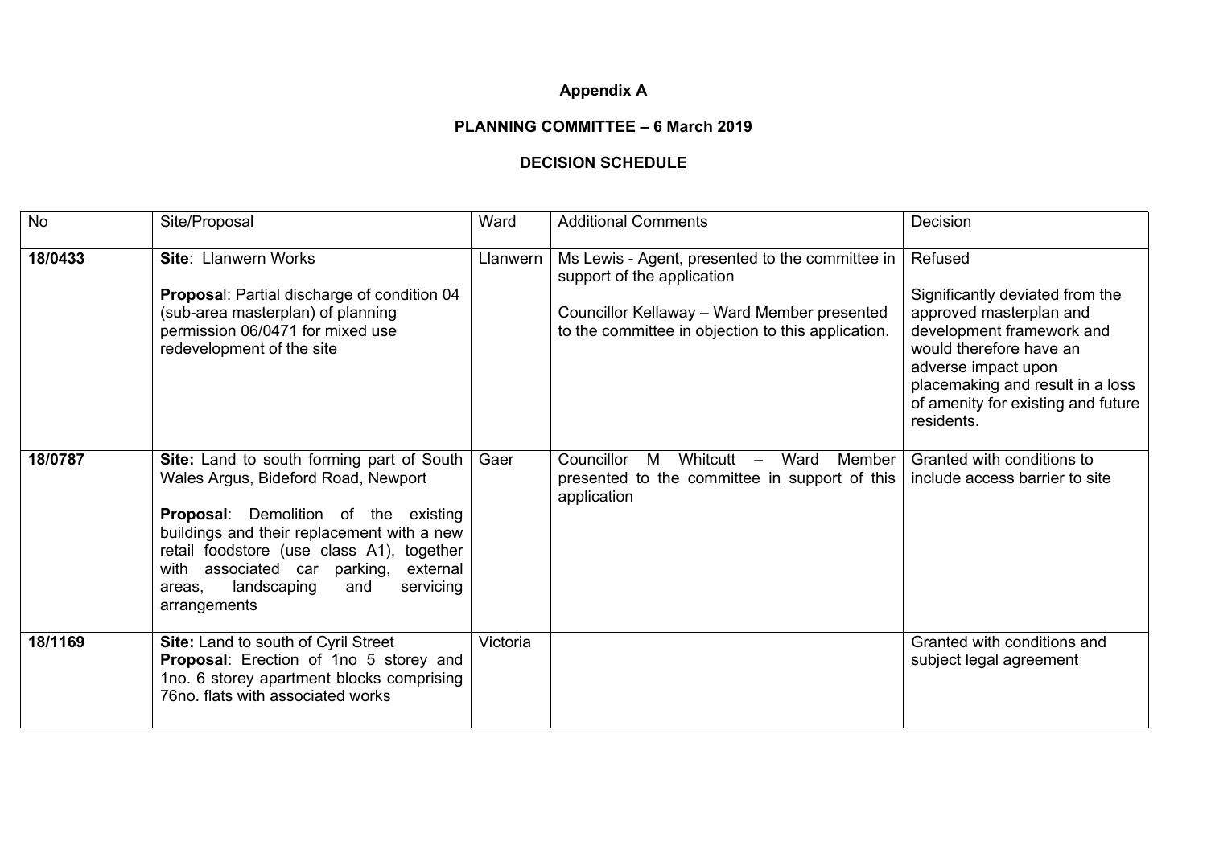**Appendix A**

**PLANNING COMMITTEE – 6 March 2019**

**DECISION SCHEDULE**

| No | Site/Proposal | Ward | Additional Comments | Decision |
|---|---|---|---|---|
| **18/0433** | **Site**: Llanwern Works<br><br>**Proposal**: Partial discharge of condition 04 (sub-area masterplan) of planning permission 06/0471 for mixed use redevelopment of the site | Llanwern | Ms Lewis - Agent, presented to the committee in support of the application<br><br>Councillor Kellaway – Ward Member presented to the committee in objection to this application. | Refused<br><br>Significantly deviated from the approved masterplan and development framework and would therefore have an adverse impact upon placemaking and result in a loss of amenity for existing and future residents. |
| **18/0787** | **Site:** Land to south forming part of South Wales Argus, Bideford Road, Newport<br><br>**Proposal**: Demolition of the existing buildings and their replacement with a new retail foodstore (use class A1), together with associated car parking, external areas, landscaping and servicing arrangements | Gaer | Councillor M Whitcutt – Ward Member presented to the committee in support of this application | Granted with conditions to include access barrier to site |
| **18/1169** | **Site:** Land to south of Cyril Street<br>**Proposal**: Erection of 1no 5 storey and 1no. 6 storey apartment blocks comprising 76no. flats with associated works | Victoria | | Granted with conditions and subject legal agreement |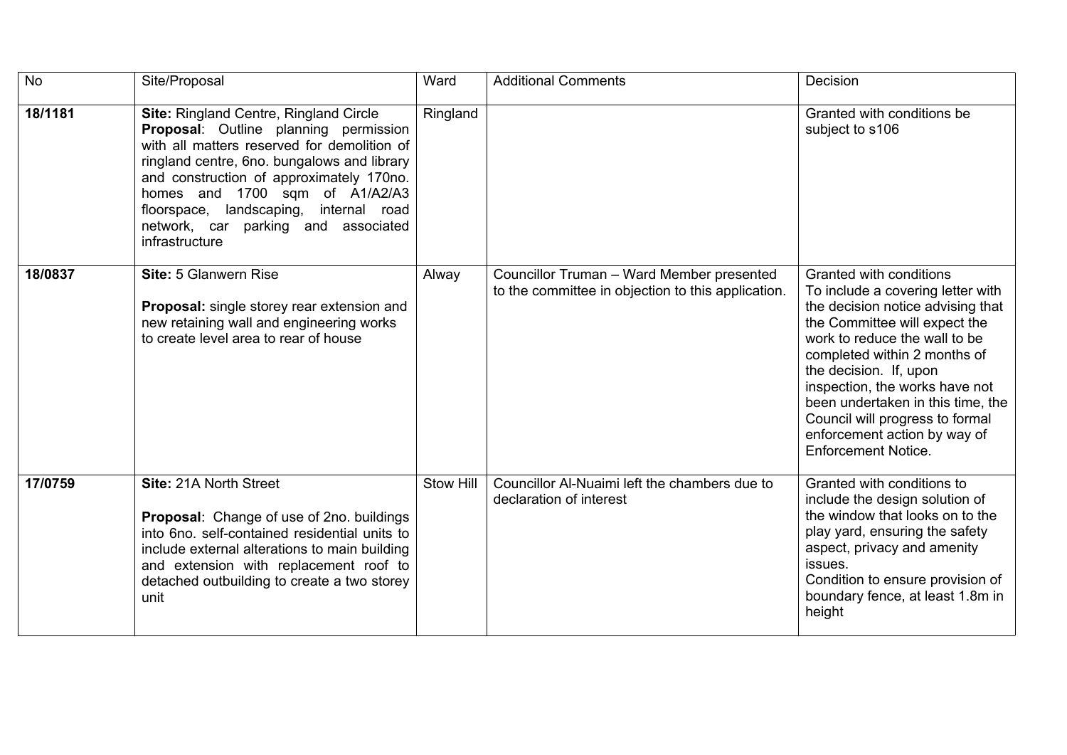| No | Site/Proposal | Ward | Additional Comments | Decision |
|---|---|---|---|---|
| **18/1181** | **Site:** Ringland Centre, Ringland Circle **Proposal**: Outline planning permission with all matters reserved for demolition of ringland centre, 6no. bungalows and library and construction of approximately 170no. homes and 1700 sqm of A1/A2/A3 floorspace, landscaping, internal road network, car parking and associated infrastructure | Ringland | | Granted with conditions be subject to s106 |
| **18/0837** | **Site:** 5 Glanwern Rise<br><br>**Proposal:** single storey rear extension and new retaining wall and engineering works to create level area to rear of house | Alway | Councillor Truman – Ward Member presented to the committee in objection to this application. | Granted with conditions To include a covering letter with the decision notice advising that the Committee will expect the work to reduce the wall to be completed within 2 months of the decision. If, upon inspection, the works have not been undertaken in this time, the Council will progress to formal enforcement action by way of Enforcement Notice. |
| **17/0759** | **Site:** 21A North Street<br><br>**Proposal**: Change of use of 2no. buildings into 6no. self-contained residential units to include external alterations to main building and extension with replacement roof to detached outbuilding to create a two storey unit | Stow Hill | Councillor Al-Nuaimi left the chambers due to declaration of interest | Granted with conditions to include the design solution of the window that looks on to the play yard, ensuring the safety aspect, privacy and amenity issues.<br>Condition to ensure provision of boundary fence, at least 1.8m in height |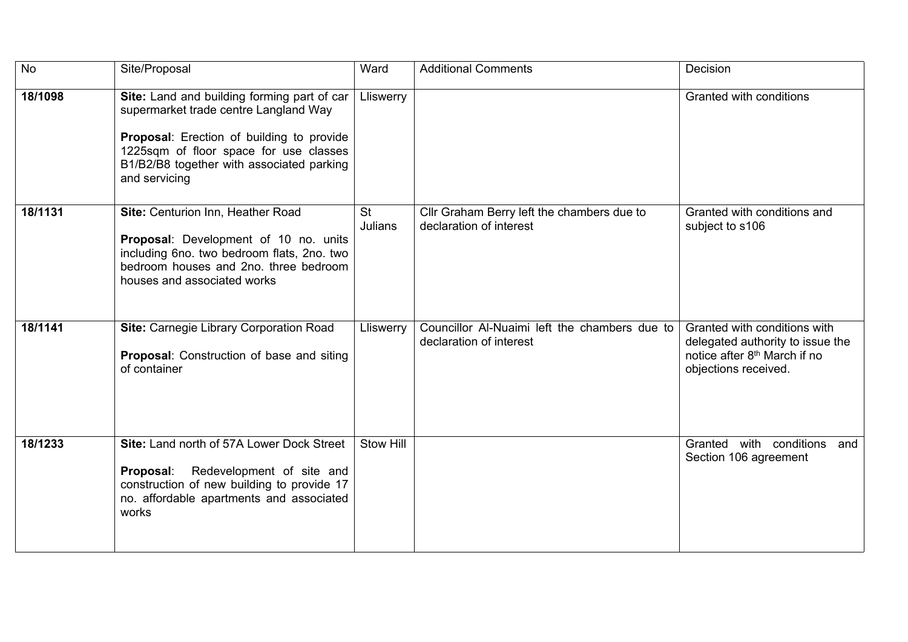| No | Site/Proposal | Ward | Additional Comments | Decision |
|---|---|---|---|---|
| **18/1098** | **Site:** Land and building forming part of car supermarket trade centre Langland Way<br><br>**Proposal**: Erection of building to provide 1225sqm of floor space for use classes B1/B2/B8 together with associated parking and servicing | Lliswerry | | Granted with conditions |
| **18/1131** | **Site:** Centurion Inn, Heather Road<br><br>**Proposal**: Development of 10 no. units including 6no. two bedroom flats, 2no. two bedroom houses and 2no. three bedroom houses and associated works | St Julians | Cllr Graham Berry left the chambers due to declaration of interest | Granted with conditions and subject to s106 |
| **18/1141** | **Site:** Carnegie Library Corporation Road<br><br>**Proposal**: Construction of base and siting of container | Lliswerry | Councillor Al-Nuaimi left the chambers due to declaration of interest | Granted with conditions with delegated authority to issue the notice after 8th March if no objections received. |
| **18/1233** | **Site:** Land north of 57A Lower Dock Street<br><br>**Proposal**: Redevelopment of site and construction of new building to provide 17 no. affordable apartments and associated works | Stow Hill | | Granted with conditions and Section 106 agreement |